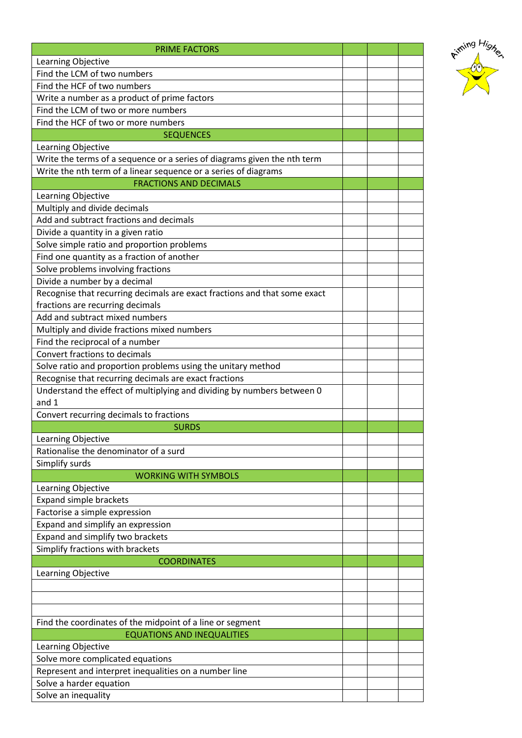Aiming Higher

| PRIME FACTORS | | | |
|---|---|---|---|
| Learning Objective | | | |
| Find the LCM of two numbers | | | |
| Find the HCF of two numbers | | | |
| Write a number as a product of prime factors | | | |
| Find the LCM of two or more numbers | | | |
| Find the HCF of two or more numbers | | | |
| SEQUENCES | | | |
| Learning Objective | | | |
| Write the terms of a sequence or a series of diagrams given the nth term | | | |
| Write the nth term of a linear sequence or a series of diagrams | | | |
| FRACTIONS AND DECIMALS | | | |
| Learning Objective | | | |
| Multiply and divide decimals | | | |
| Add and subtract fractions and decimals | | | |
| Divide a quantity in a given ratio | | | |
| Solve simple ratio and proportion problems | | | |
| Find one quantity as a fraction of another | | | |
| Solve problems involving fractions | | | |
| Divide a number by a decimal | | | |
| Recognise that recurring decimals are exact fractions and that some exact fractions are recurring decimals | | | |
| Add and subtract mixed numbers | | | |
| Multiply and divide fractions mixed numbers | | | |
| Find the reciprocal of a number | | | |
| Convert fractions to decimals | | | |
| Solve ratio and proportion problems using the unitary method | | | |
| Recognise that recurring decimals are exact fractions | | | |
| Understand the effect of multiplying and dividing by numbers between 0 and 1 | | | |
| Convert recurring decimals to fractions | | | |
| SURDS | | | |
| Learning Objective | | | |
| Rationalise the denominator of a surd | | | |
| Simplify surds | | | |
| WORKING WITH SYMBOLS | | | |
| Learning Objective | | | |
| Expand simple brackets | | | |
| Factorise a simple expression | | | |
| Expand and simplify an expression | | | |
| Expand and simplify two brackets | | | |
| Simplify fractions with brackets | | | |
| COORDINATES | | | |
| Learning Objective | | | |
| | | | |
| | | | |
| | | | |
| Find the coordinates of the midpoint of a line or segment | | | |
| EQUATIONS AND INEQUALITIES | | | |
| Learning Objective | | | |
| Solve more complicated equations | | | |
| Represent and interpret inequalities on a number line | | | |
| Solve a harder equation | | | |
| Solve an inequality | | | |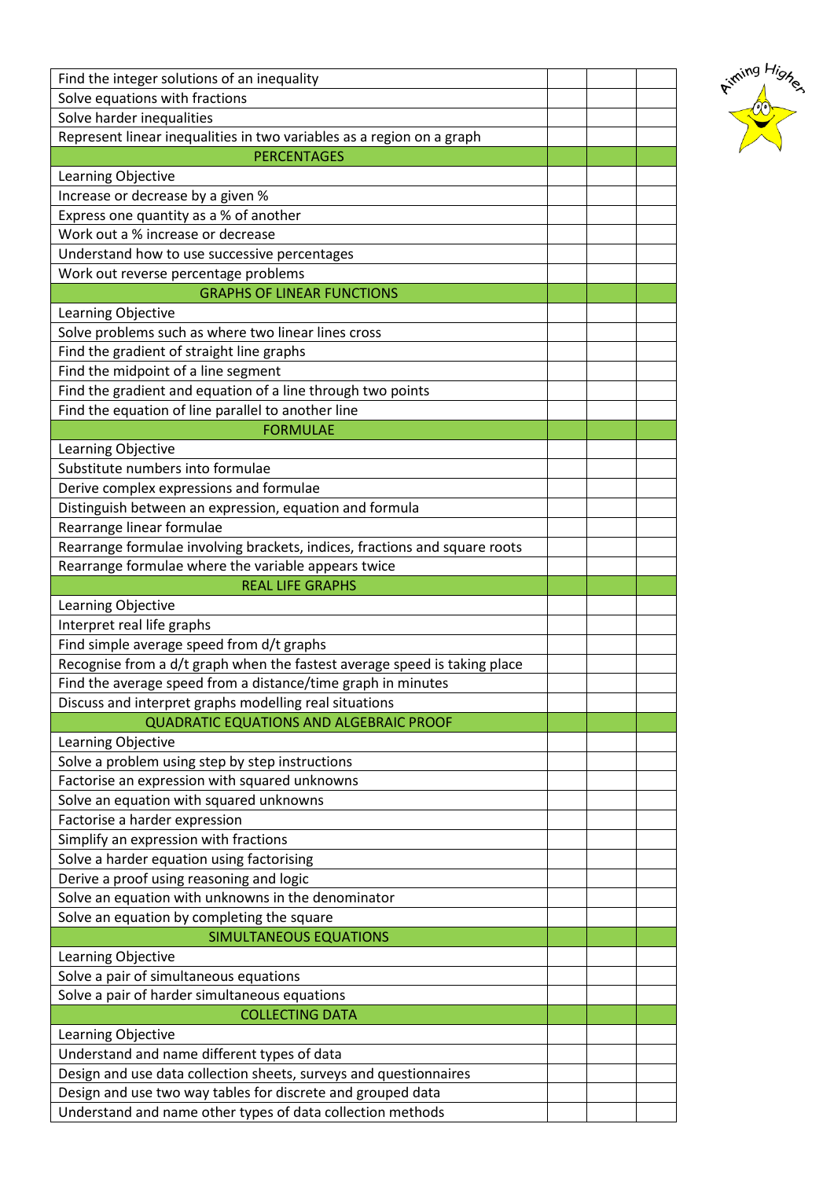| | | | |
|---|---|---|---|
| Find the integer solutions of an inequality | | | |
| Solve equations with fractions | | | |
| Solve harder inequalities | | | |
| Represent linear inequalities in two variables as a region on a graph | | | |
| PERCENTAGES | | | |
| Learning Objective | | | |
| Increase or decrease by a given % | | | |
| Express one quantity as a % of another | | | |
| Work out a % increase or decrease | | | |
| Understand how to use successive percentages | | | |
| Work out reverse percentage problems | | | |
| GRAPHS OF LINEAR FUNCTIONS | | | |
| Learning Objective | | | |
| Solve problems such as where two linear lines cross | | | |
| Find the gradient of straight line graphs | | | |
| Find the midpoint of a line segment | | | |
| Find the gradient and equation of a line through two points | | | |
| Find the equation of line parallel to another line | | | |
| FORMULAE | | | |
| Learning Objective | | | |
| Substitute numbers into formulae | | | |
| Derive complex expressions and formulae | | | |
| Distinguish between an expression, equation and formula | | | |
| Rearrange linear formulae | | | |
| Rearrange formulae involving brackets, indices, fractions and square roots | | | |
| Rearrange formulae where the variable appears twice | | | |
| REAL LIFE GRAPHS | | | |
| Learning Objective | | | |
| Interpret real life graphs | | | |
| Find simple average speed from d/t graphs | | | |
| Recognise from a d/t graph when the fastest average speed is taking place | | | |
| Find the average speed from a distance/time graph in minutes | | | |
| Discuss and interpret graphs modelling real situations | | | |
| QUADRATIC EQUATIONS AND ALGEBRAIC PROOF | | | |
| Learning Objective | | | |
| Solve a problem using step by step instructions | | | |
| Factorise an expression with squared unknowns | | | |
| Solve an equation with squared unknowns | | | |
| Factorise a harder expression | | | |
| Simplify an expression with fractions | | | |
| Solve a harder equation using factorising | | | |
| Derive a proof using reasoning and logic | | | |
| Solve an equation with unknowns in the denominator | | | |
| Solve an equation by completing the square | | | |
| SIMULTANEOUS EQUATIONS | | | |
| Learning Objective | | | |
| Solve a pair of simultaneous equations | | | |
| Solve a pair of harder simultaneous equations | | | |
| COLLECTING DATA | | | |
| Learning Objective | | | |
| Understand and name different types of data | | | |
| Design and use data collection sheets, surveys and questionnaires | | | |
| Design and use two way tables for discrete and grouped data | | | |
| Understand and name other types of data collection methods | | | |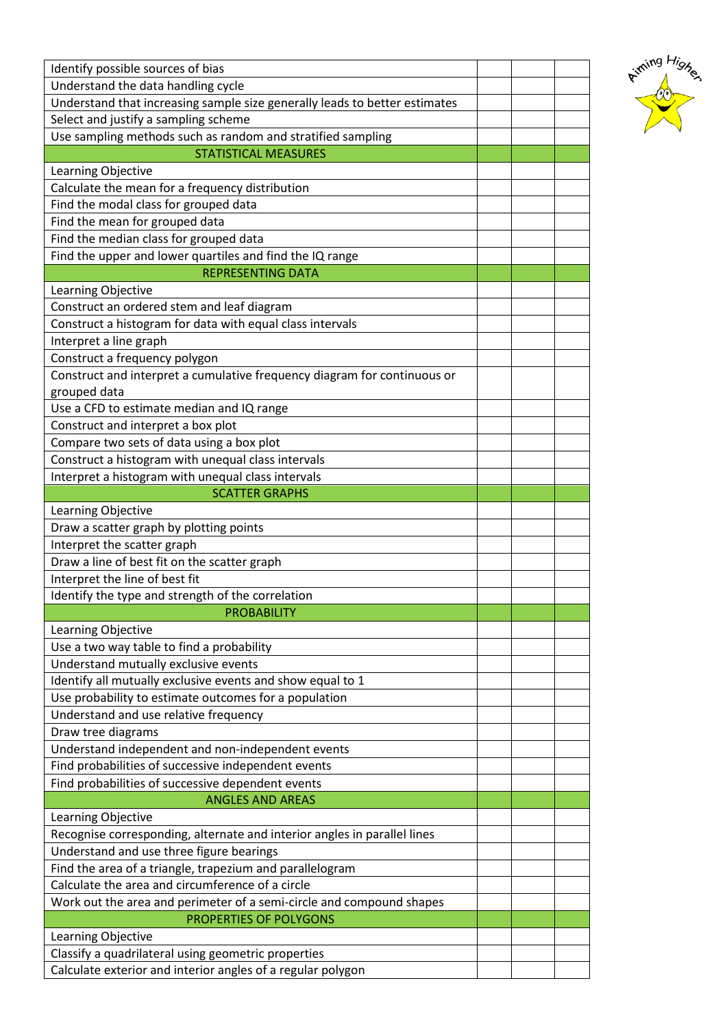| | | | |
|---|---|---|---|
| Identify possible sources of bias | | | |
| Understand the data handling cycle | | | |
| Understand that increasing sample size generally leads to better estimates | | | |
| Select and justify a sampling scheme | | | |
| Use sampling methods such as random and stratified sampling | | | |
| STATISTICAL MEASURES | | | |
| Learning Objective | | | |
| Calculate the mean for a frequency distribution | | | |
| Find the modal class for grouped data | | | |
| Find the mean for grouped data | | | |
| Find the median class for grouped data | | | |
| Find the upper and lower quartiles and find the IQ range | | | |
| REPRESENTING DATA | | | |
| Learning Objective | | | |
| Construct an ordered stem and leaf diagram | | | |
| Construct a histogram for data with equal class intervals | | | |
| Interpret a line graph | | | |
| Construct a frequency polygon | | | |
| Construct and interpret a cumulative frequency diagram for continuous or grouped data | | | |
| Use a CFD to estimate median and IQ range | | | |
| Construct and interpret a box plot | | | |
| Compare two sets of data using a box plot | | | |
| Construct a histogram with unequal class intervals | | | |
| Interpret a histogram with unequal class intervals | | | |
| SCATTER GRAPHS | | | |
| Learning Objective | | | |
| Draw a scatter graph by plotting points | | | |
| Interpret the scatter graph | | | |
| Draw a line of best fit on the scatter graph | | | |
| Interpret the line of best fit | | | |
| Identify the type and strength of the correlation | | | |
| PROBABILITY | | | |
| Learning Objective | | | |
| Use a two way table to find a probability | | | |
| Understand mutually exclusive events | | | |
| Identify all mutually exclusive events and show equal to 1 | | | |
| Use probability to estimate outcomes for a population | | | |
| Understand and use relative frequency | | | |
| Draw tree diagrams | | | |
| Understand independent and non-independent events | | | |
| Find probabilities of successive independent events | | | |
| Find probabilities of successive dependent events | | | |
| ANGLES AND AREAS | | | |
| Learning Objective | | | |
| Recognise corresponding, alternate and interior angles in parallel lines | | | |
| Understand and use three figure bearings | | | |
| Find the area of a triangle, trapezium and parallelogram | | | |
| Calculate the area and circumference of a circle | | | |
| Work out the area and perimeter of a semi-circle and compound shapes | | | |
| PROPERTIES OF POLYGONS | | | |
| Learning Objective | | | |
| Classify a quadrilateral using geometric properties | | | |
| Calculate exterior and interior angles of a regular polygon | | | |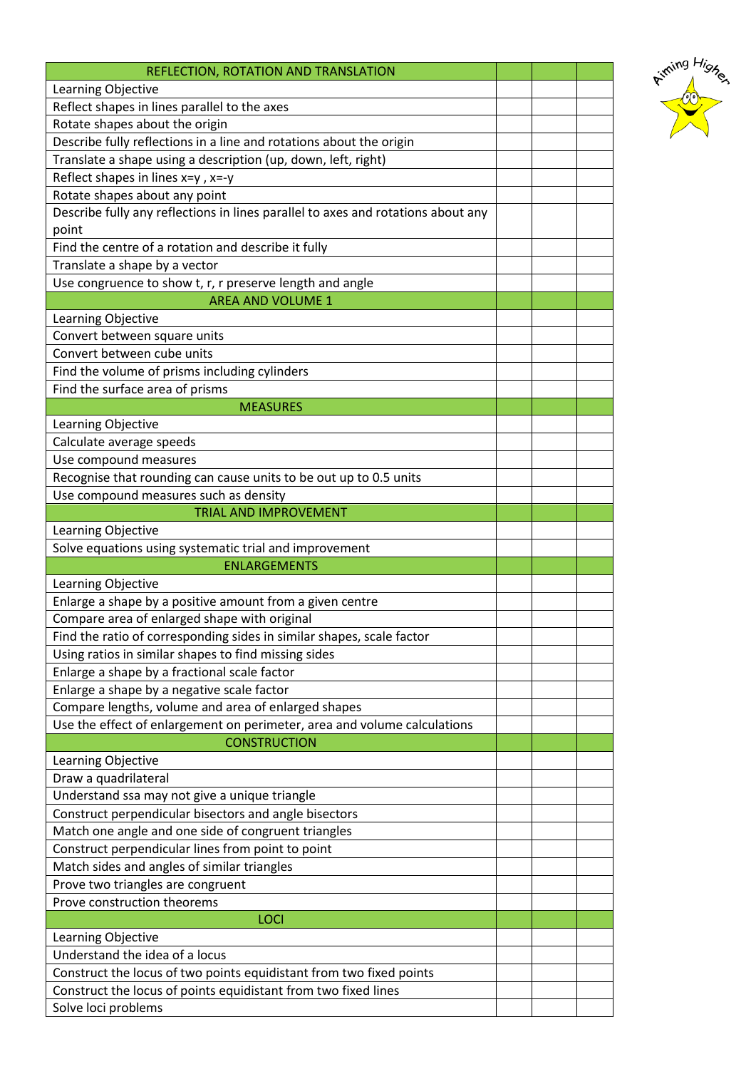| REFLECTION, ROTATION AND TRANSLATION | | | |
| --- | --- | --- | --- |
| Learning Objective | | | |
| Reflect shapes in lines parallel to the axes | | | |
| Rotate shapes about the origin | | | |
| Describe fully reflections in a line and rotations about the origin | | | |
| Translate a shape using a description (up, down, left, right) | | | |
| Reflect shapes in lines x=y , x=-y | | | |
| Rotate shapes about any point | | | |
| Describe fully any reflections in lines parallel to axes and rotations about any point | | | |
| Find the centre of a rotation and describe it fully | | | |
| Translate a shape by a vector | | | |
| Use congruence to show t, r, r preserve length and angle | | | |
| AREA AND VOLUME 1 | | | |
| Learning Objective | | | |
| Convert between square units | | | |
| Convert between cube units | | | |
| Find the volume of prisms including cylinders | | | |
| Find the surface area of prisms | | | |
| MEASURES | | | |
| Learning Objective | | | |
| Calculate average speeds | | | |
| Use compound measures | | | |
| Recognise that rounding can cause units to be out up to 0.5 units | | | |
| Use compound measures such as density | | | |
| TRIAL AND IMPROVEMENT | | | |
| Learning Objective | | | |
| Solve equations using systematic trial and improvement | | | |
| ENLARGEMENTS | | | |
| Learning Objective | | | |
| Enlarge a shape by a positive amount from a given centre | | | |
| Compare area of enlarged shape with original | | | |
| Find the ratio of corresponding sides in similar shapes, scale factor | | | |
| Using ratios in similar shapes to find missing sides | | | |
| Enlarge a shape by a fractional scale factor | | | |
| Enlarge a shape by a negative scale factor | | | |
| Compare lengths, volume and area of enlarged shapes | | | |
| Use the effect of enlargement on perimeter, area and volume calculations | | | |
| CONSTRUCTION | | | |
| Learning Objective | | | |
| Draw a quadrilateral | | | |
| Understand ssa may not give a unique triangle | | | |
| Construct perpendicular bisectors and angle bisectors | | | |
| Match one angle and one side of congruent triangles | | | |
| Construct perpendicular lines from point to point | | | |
| Match sides and angles of similar triangles | | | |
| Prove two triangles are congruent | | | |
| Prove construction theorems | | | |
| LOCI | | | |
| Learning Objective | | | |
| Understand the idea of a locus | | | |
| Construct the locus of two points equidistant from two fixed points | | | |
| Construct the locus of points equidistant from two fixed lines | | | |
| Solve loci problems | | | |

Aiming Higher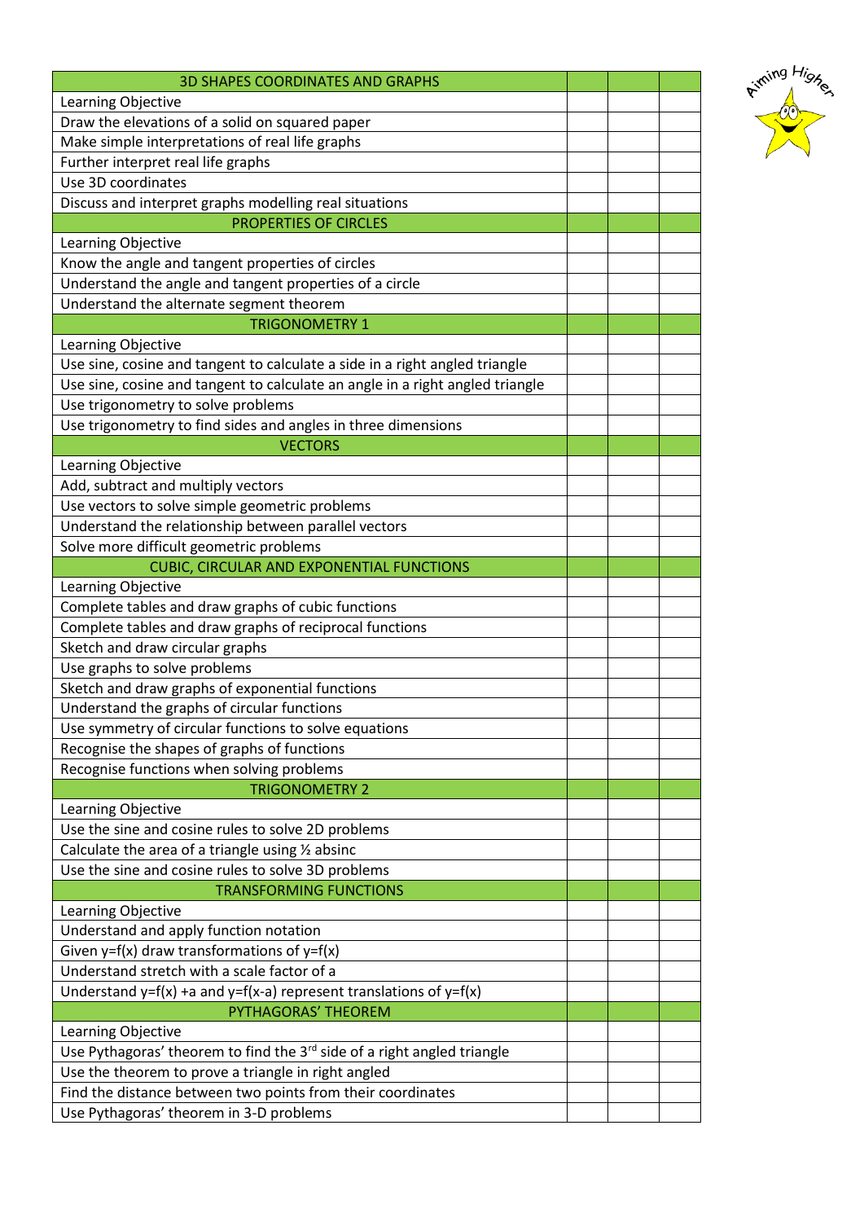| 3D SHAPES COORDINATES AND GRAPHS | | | |
| --- | --- | --- | --- |
| Learning Objective | | | |
| Draw the elevations of a solid on squared paper | | | |
| Make simple interpretations of real life graphs | | | |
| Further interpret real life graphs | | | |
| Use 3D coordinates | | | |
| Discuss and interpret graphs modelling real situations | | | |
| PROPERTIES OF CIRCLES | | | |
| Learning Objective | | | |
| Know the angle and tangent properties of circles | | | |
| Understand the angle and tangent properties of a circle | | | |
| Understand the alternate segment theorem | | | |
| TRIGONOMETRY 1 | | | |
| Learning Objective | | | |
| Use sine, cosine and tangent to calculate a side in a right angled triangle | | | |
| Use sine, cosine and tangent to calculate an angle in a right angled triangle | | | |
| Use trigonometry to solve problems | | | |
| Use trigonometry to find sides and angles in three dimensions | | | |
| VECTORS | | | |
| Learning Objective | | | |
| Add, subtract and multiply vectors | | | |
| Use vectors to solve simple geometric problems | | | |
| Understand the relationship between parallel vectors | | | |
| Solve more difficult geometric problems | | | |
| CUBIC, CIRCULAR AND EXPONENTIAL FUNCTIONS | | | |
| Learning Objective | | | |
| Complete tables and draw graphs of cubic functions | | | |
| Complete tables and draw graphs of reciprocal functions | | | |
| Sketch and draw circular graphs | | | |
| Use graphs to solve problems | | | |
| Sketch and draw graphs of exponential functions | | | |
| Understand the graphs of circular functions | | | |
| Use symmetry of circular functions to solve equations | | | |
| Recognise the shapes of graphs of functions | | | |
| Recognise functions when solving problems | | | |
| TRIGONOMETRY 2 | | | |
| Learning Objective | | | |
| Use the sine and cosine rules to solve 2D problems | | | |
| Calculate the area of a triangle using ½ absinc | | | |
| Use the sine and cosine rules to solve 3D problems | | | |
| TRANSFORMING FUNCTIONS | | | |
| Learning Objective | | | |
| Understand and apply function notation | | | |
| Given $y=f(x)$ draw transformations of $y=f(x)$ | | | |
| Understand stretch with a scale factor of a | | | |
| Understand $y=f(x)+a$ and $y=f(x-a)$ represent translations of $y=f(x)$ | | | |
| PYTHAGORAS' THEOREM | | | |
| Learning Objective | | | |
| Use Pythagoras' theorem to find the 3rd side of a right angled triangle | | | |
| Use the theorem to prove a triangle in right angled | | | |
| Find the distance between two points from their coordinates | | | |
| Use Pythagoras' theorem in 3-D problems | | | |

Aiming Higher